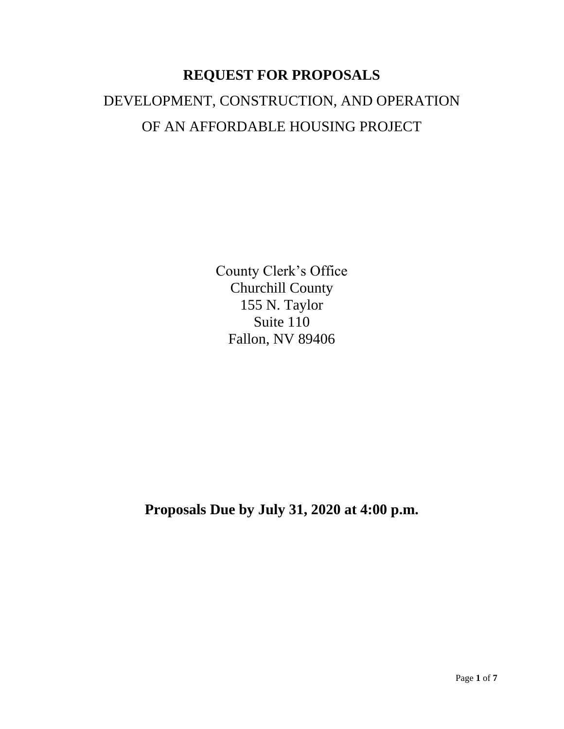# REQUEST FOR PROPOSALS

## DEVELOPMENT, CONSTRUCTION, AND OPERATION OF AN AFFORDABLE HOUSING PROJECT

County Clerk's Office
Churchill County
155 N. Taylor
Suite 110
Fallon, NV 89406

**Proposals Due by July 31, 2020 at 4:00 p.m.**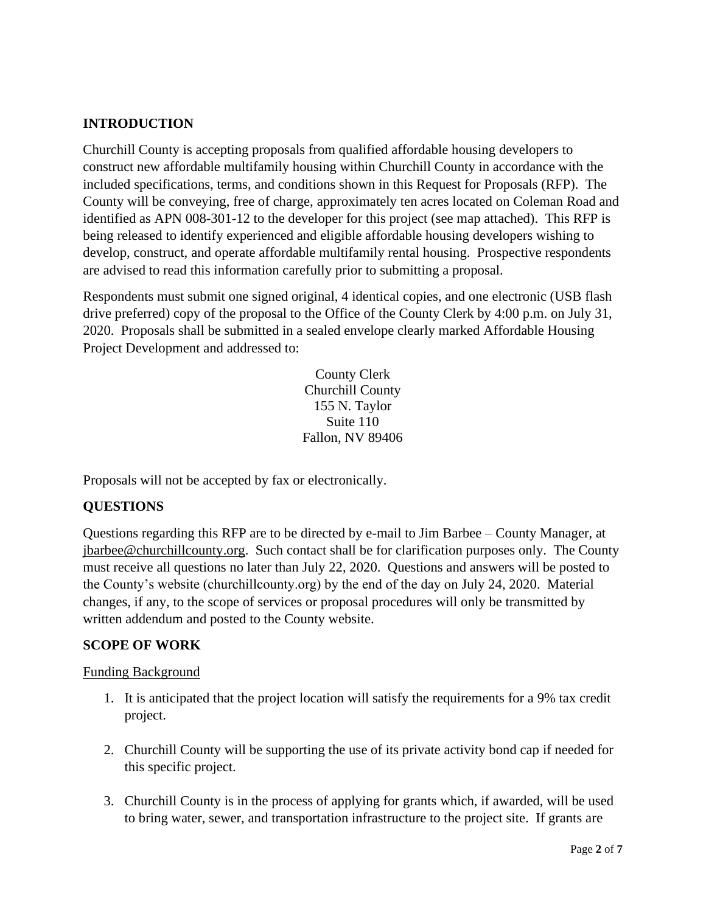## INTRODUCTION

Churchill County is accepting proposals from qualified affordable housing developers to construct new affordable multifamily housing within Churchill County in accordance with the included specifications, terms, and conditions shown in this Request for Proposals (RFP). The County will be conveying, free of charge, approximately ten acres located on Coleman Road and identified as APN 008-301-12 to the developer for this project (see map attached). This RFP is being released to identify experienced and eligible affordable housing developers wishing to develop, construct, and operate affordable multifamily rental housing. Prospective respondents are advised to read this information carefully prior to submitting a proposal.

Respondents must submit one signed original, 4 identical copies, and one electronic (USB flash drive preferred) copy of the proposal to the Office of the County Clerk by 4:00 p.m. on July 31, 2020. Proposals shall be submitted in a sealed envelope clearly marked Affordable Housing Project Development and addressed to:

County Clerk
Churchill County
155 N. Taylor
Suite 110
Fallon, NV 89406

Proposals will not be accepted by fax or electronically.

## QUESTIONS

Questions regarding this RFP are to be directed by e-mail to Jim Barbee – County Manager, at jbarbee@churchillcounty.org. Such contact shall be for clarification purposes only. The County must receive all questions no later than July 22, 2020. Questions and answers will be posted to the County's website (churchillcounty.org) by the end of the day on July 24, 2020. Material changes, if any, to the scope of services or proposal procedures will only be transmitted by written addendum and posted to the County website.

## SCOPE OF WORK

Funding Background

1. It is anticipated that the project location will satisfy the requirements for a 9% tax credit project.

2. Churchill County will be supporting the use of its private activity bond cap if needed for this specific project.

3. Churchill County is in the process of applying for grants which, if awarded, will be used to bring water, sewer, and transportation infrastructure to the project site. If grants are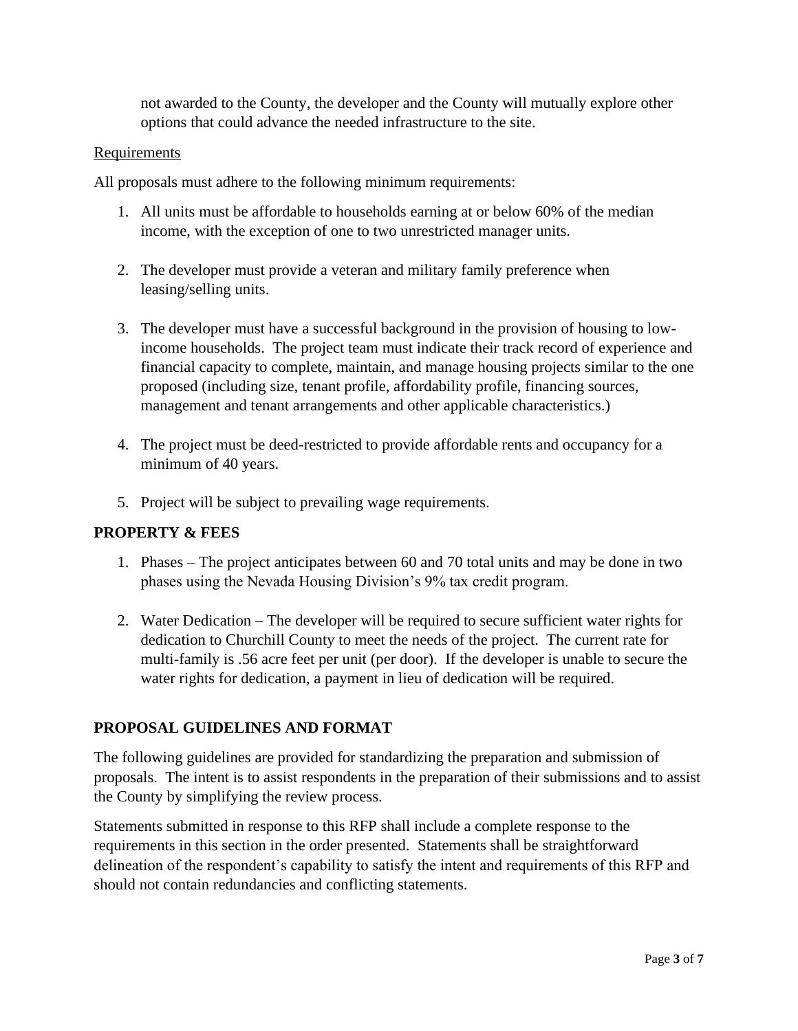not awarded to the County, the developer and the County will mutually explore other options that could advance the needed infrastructure to the site.

Requirements

All proposals must adhere to the following minimum requirements:

1. All units must be affordable to households earning at or below 60% of the median income, with the exception of one to two unrestricted manager units.

2. The developer must provide a veteran and military family preference when leasing/selling units.

3. The developer must have a successful background in the provision of housing to low-income households. The project team must indicate their track record of experience and financial capacity to complete, maintain, and manage housing projects similar to the one proposed (including size, tenant profile, affordability profile, financing sources, management and tenant arrangements and other applicable characteristics.)

4. The project must be deed-restricted to provide affordable rents and occupancy for a minimum of 40 years.

5. Project will be subject to prevailing wage requirements.

## PROPERTY & FEES

1. Phases – The project anticipates between 60 and 70 total units and may be done in two phases using the Nevada Housing Division's 9% tax credit program.

2. Water Dedication – The developer will be required to secure sufficient water rights for dedication to Churchill County to meet the needs of the project. The current rate for multi-family is .56 acre feet per unit (per door). If the developer is unable to secure the water rights for dedication, a payment in lieu of dedication will be required.

## PROPOSAL GUIDELINES AND FORMAT

The following guidelines are provided for standardizing the preparation and submission of proposals. The intent is to assist respondents in the preparation of their submissions and to assist the County by simplifying the review process.

Statements submitted in response to this RFP shall include a complete response to the requirements in this section in the order presented. Statements shall be straightforward delineation of the respondent's capability to satisfy the intent and requirements of this RFP and should not contain redundancies and conflicting statements.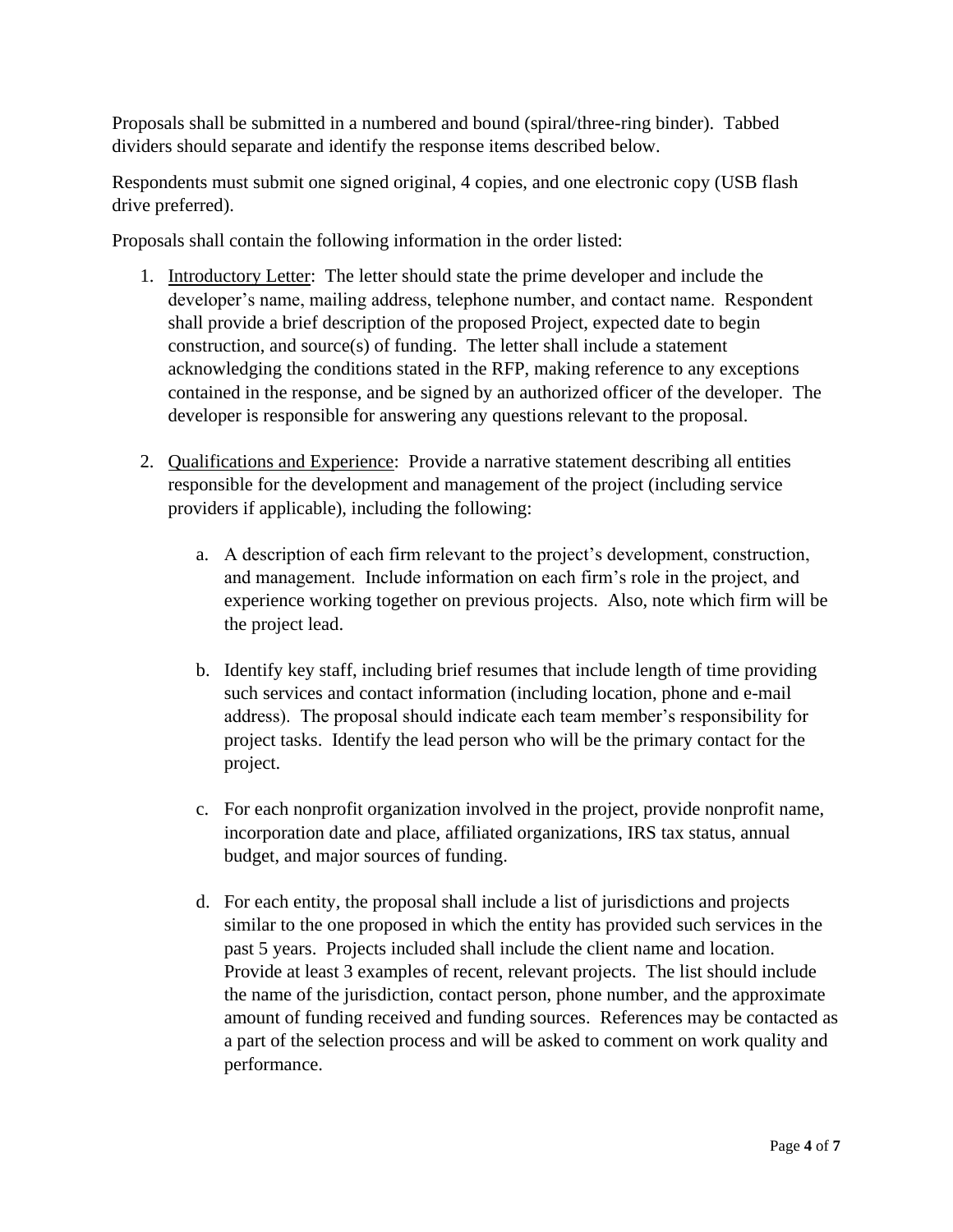Proposals shall be submitted in a numbered and bound (spiral/three-ring binder). Tabbed dividers should separate and identify the response items described below.

Respondents must submit one signed original, 4 copies, and one electronic copy (USB flash drive preferred).

Proposals shall contain the following information in the order listed:

1. <u>Introductory Letter</u>: The letter should state the prime developer and include the developer's name, mailing address, telephone number, and contact name. Respondent shall provide a brief description of the proposed Project, expected date to begin construction, and source(s) of funding. The letter shall include a statement acknowledging the conditions stated in the RFP, making reference to any exceptions contained in the response, and be signed by an authorized officer of the developer. The developer is responsible for answering any questions relevant to the proposal.

2. <u>Qualifications and Experience</u>: Provide a narrative statement describing all entities responsible for the development and management of the project (including service providers if applicable), including the following:

    a. A description of each firm relevant to the project's development, construction, and management. Include information on each firm's role in the project, and experience working together on previous projects. Also, note which firm will be the project lead.

    b. Identify key staff, including brief resumes that include length of time providing such services and contact information (including location, phone and e-mail address). The proposal should indicate each team member's responsibility for project tasks. Identify the lead person who will be the primary contact for the project.

    c. For each nonprofit organization involved in the project, provide nonprofit name, incorporation date and place, affiliated organizations, IRS tax status, annual budget, and major sources of funding.

    d. For each entity, the proposal shall include a list of jurisdictions and projects similar to the one proposed in which the entity has provided such services in the past 5 years. Projects included shall include the client name and location. Provide at least 3 examples of recent, relevant projects. The list should include the name of the jurisdiction, contact person, phone number, and the approximate amount of funding received and funding sources. References may be contacted as a part of the selection process and will be asked to comment on work quality and performance.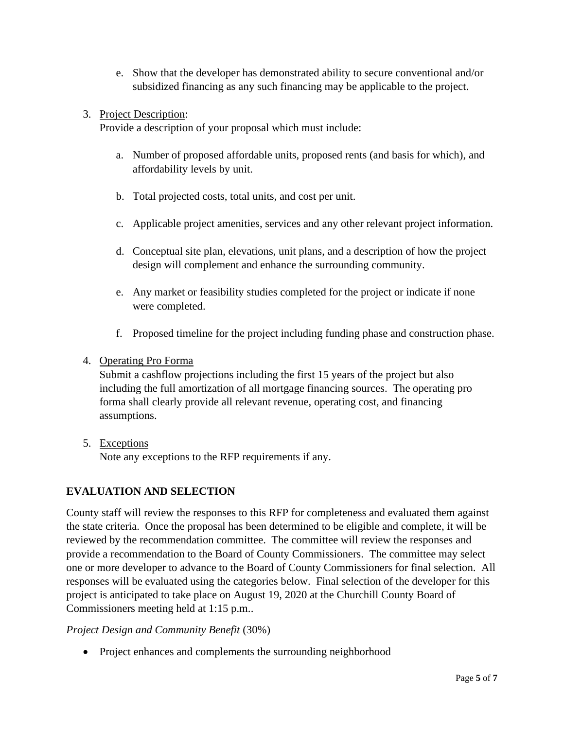e. Show that the developer has demonstrated ability to secure conventional and/or subsidized financing as any such financing may be applicable to the project.

3. Project Description:
   Provide a description of your proposal which must include:

    a. Number of proposed affordable units, proposed rents (and basis for which), and affordability levels by unit.

    b. Total projected costs, total units, and cost per unit.

    c. Applicable project amenities, services and any other relevant project information.

    d. Conceptual site plan, elevations, unit plans, and a description of how the project design will complement and enhance the surrounding community.

    e. Any market or feasibility studies completed for the project or indicate if none were completed.

    f. Proposed timeline for the project including funding phase and construction phase.

4. Operating Pro Forma
   Submit a cashflow projections including the first 15 years of the project but also including the full amortization of all mortgage financing sources. The operating pro forma shall clearly provide all relevant revenue, operating cost, and financing assumptions.

5. Exceptions
   Note any exceptions to the RFP requirements if any.

## EVALUATION AND SELECTION

County staff will review the responses to this RFP for completeness and evaluated them against the state criteria. Once the proposal has been determined to be eligible and complete, it will be reviewed by the recommendation committee. The committee will review the responses and provide a recommendation to the Board of County Commissioners. The committee may select one or more developer to advance to the Board of County Commissioners for final selection. All responses will be evaluated using the categories below. Final selection of the developer for this project is anticipated to take place on August 19, 2020 at the Churchill County Board of Commissioners meeting held at 1:15 p.m..

*Project Design and Community Benefit* (30%)

- Project enhances and complements the surrounding neighborhood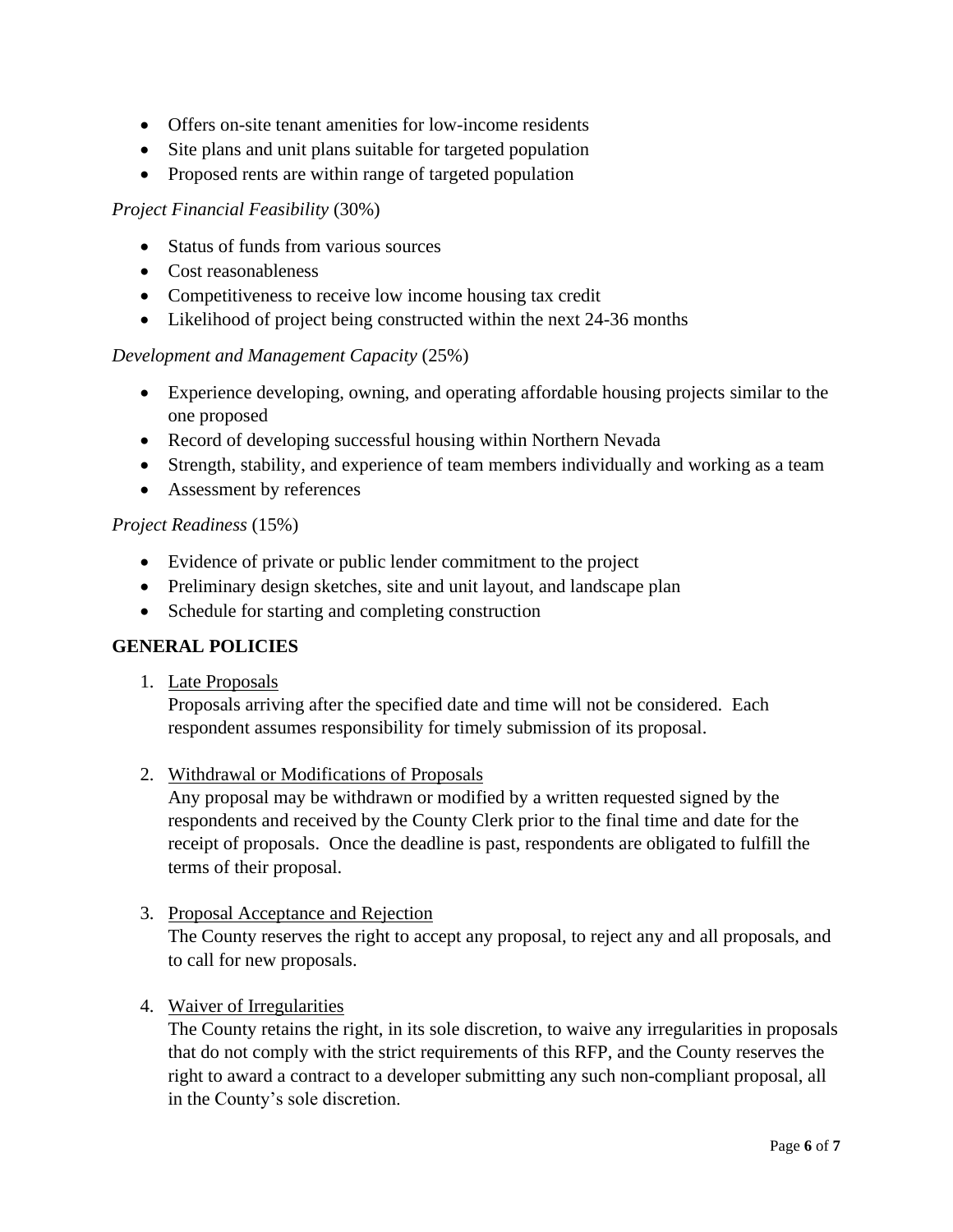- Offers on-site tenant amenities for low-income residents
- Site plans and unit plans suitable for targeted population
- Proposed rents are within range of targeted population

*Project Financial Feasibility* (30%)

- Status of funds from various sources
- Cost reasonableness
- Competitiveness to receive low income housing tax credit
- Likelihood of project being constructed within the next 24-36 months

*Development and Management Capacity* (25%)

- Experience developing, owning, and operating affordable housing projects similar to the one proposed
- Record of developing successful housing within Northern Nevada
- Strength, stability, and experience of team members individually and working as a team
- Assessment by references

*Project Readiness* (15%)

- Evidence of private or public lender commitment to the project
- Preliminary design sketches, site and unit layout, and landscape plan
- Schedule for starting and completing construction

**GENERAL POLICIES**

1. <u>Late Proposals</u>
   Proposals arriving after the specified date and time will not be considered. Each respondent assumes responsibility for timely submission of its proposal.

2. <u>Withdrawal or Modifications of Proposals</u>
   Any proposal may be withdrawn or modified by a written requested signed by the respondents and received by the County Clerk prior to the final time and date for the receipt of proposals. Once the deadline is past, respondents are obligated to fulfill the terms of their proposal.

3. <u>Proposal Acceptance and Rejection</u>
   The County reserves the right to accept any proposal, to reject any and all proposals, and to call for new proposals.

4. <u>Waiver of Irregularities</u>
   The County retains the right, in its sole discretion, to waive any irregularities in proposals that do not comply with the strict requirements of this RFP, and the County reserves the right to award a contract to a developer submitting any such non-compliant proposal, all in the County's sole discretion.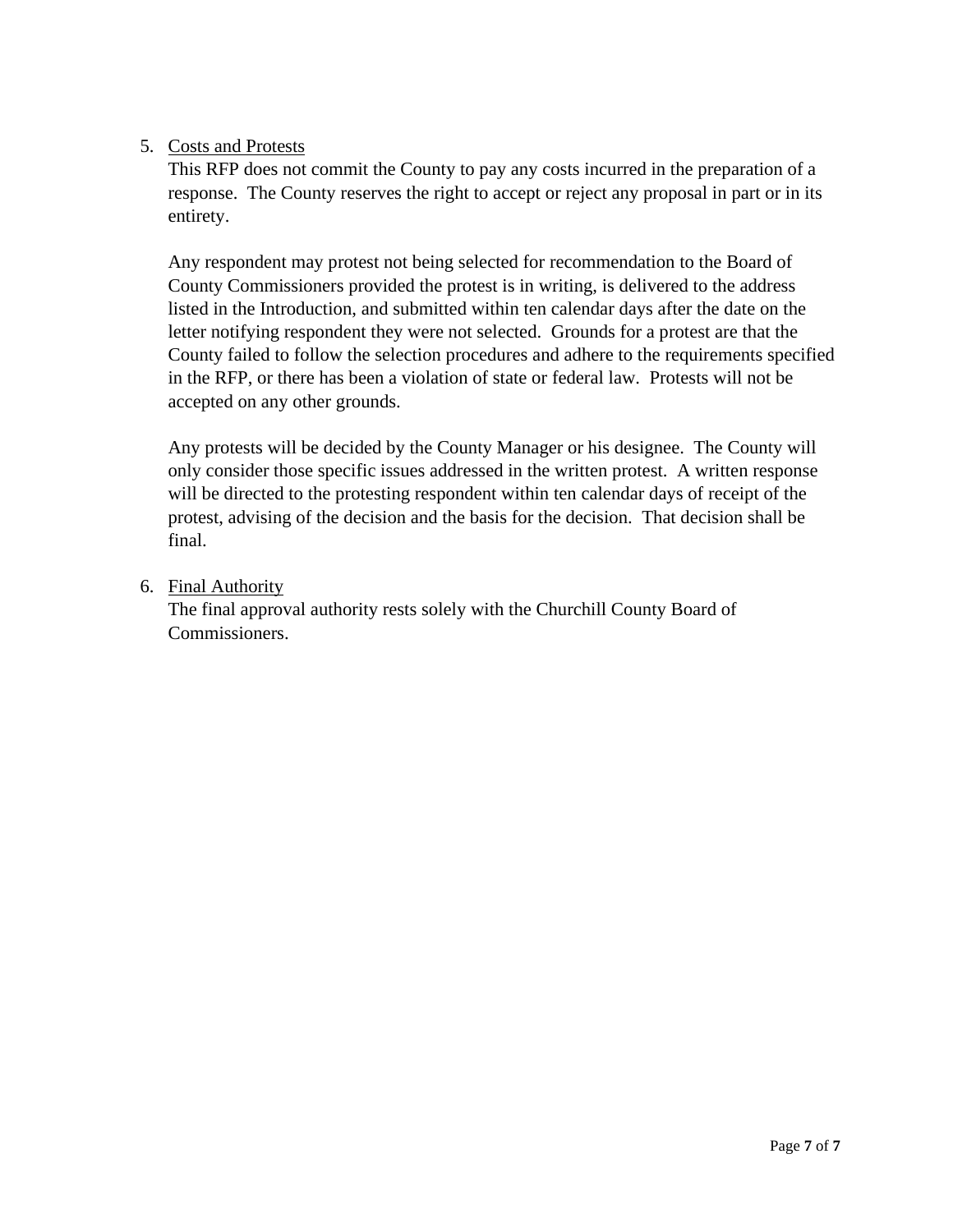5. Costs and Protests

   This RFP does not commit the County to pay any costs incurred in the preparation of a response. The County reserves the right to accept or reject any proposal in part or in its entirety.

   Any respondent may protest not being selected for recommendation to the Board of County Commissioners provided the protest is in writing, is delivered to the address listed in the Introduction, and submitted within ten calendar days after the date on the letter notifying respondent they were not selected. Grounds for a protest are that the County failed to follow the selection procedures and adhere to the requirements specified in the RFP, or there has been a violation of state or federal law. Protests will not be accepted on any other grounds.

   Any protests will be decided by the County Manager or his designee. The County will only consider those specific issues addressed in the written protest. A written response will be directed to the protesting respondent within ten calendar days of receipt of the protest, advising of the decision and the basis for the decision. That decision shall be final.

6. Final Authority

   The final approval authority rests solely with the Churchill County Board of Commissioners.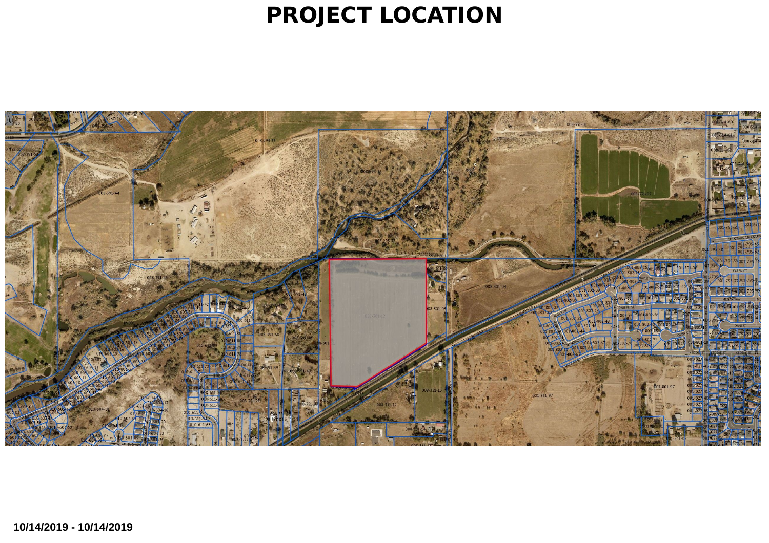# PROJECT LOCATION

10/14/2019 - 10/14/2019